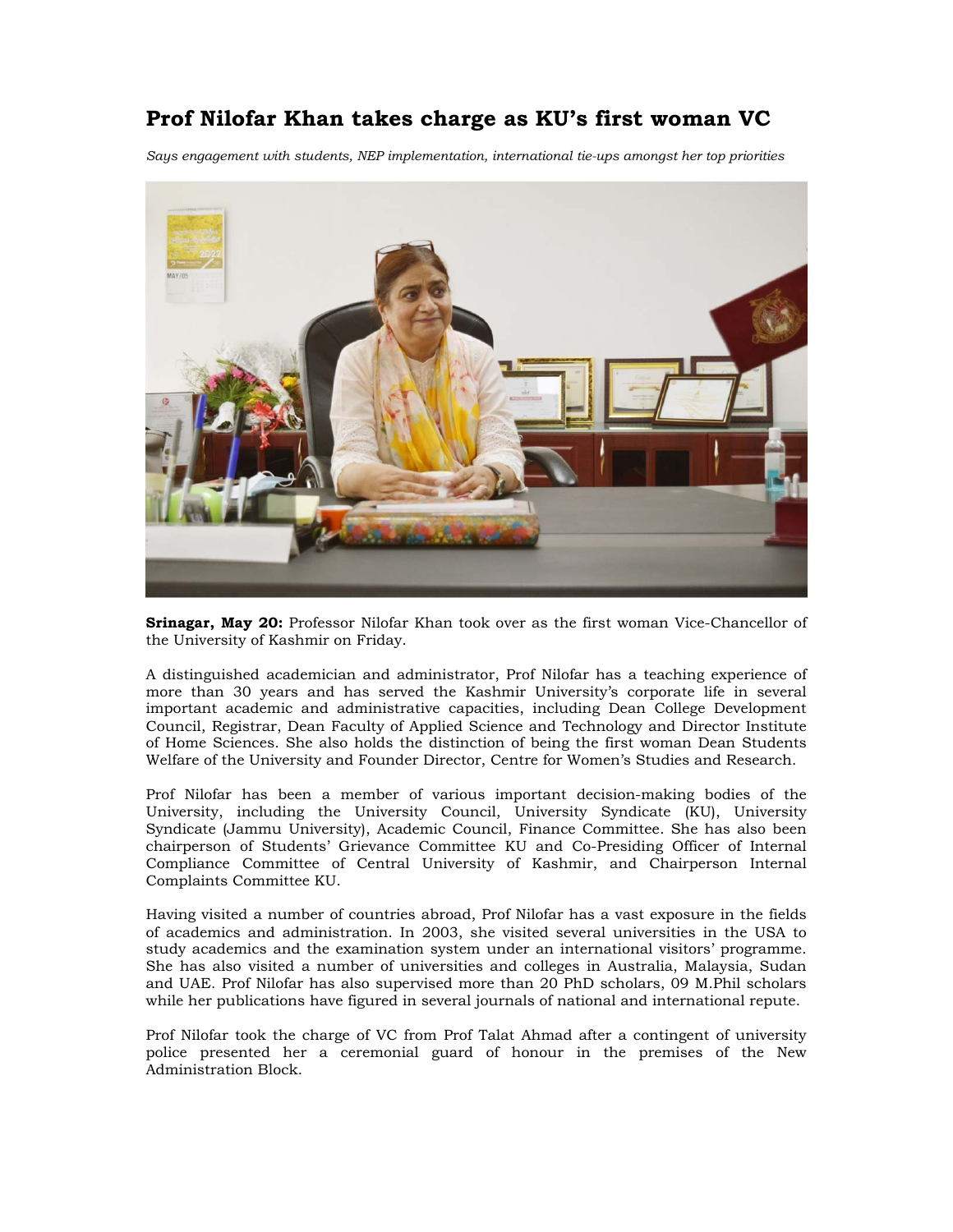# Prof Nilofar Khan takes charge as KU's first woman VC

*Says engagement with students, NEP implementation, international tie-ups amongst her top priorities*

**Srinagar, May 20:** Professor Nilofar Khan took over as the first woman Vice-Chancellor of the University of Kashmir on Friday.

A distinguished academician and administrator, Prof Nilofar has a teaching experience of more than 30 years and has served the Kashmir University's corporate life in several important academic and administrative capacities, including Dean College Development Council, Registrar, Dean Faculty of Applied Science and Technology and Director Institute of Home Sciences. She also holds the distinction of being the first woman Dean Students Welfare of the University and Founder Director, Centre for Women's Studies and Research.

Prof Nilofar has been a member of various important decision-making bodies of the University, including the University Council, University Syndicate (KU), University Syndicate (Jammu University), Academic Council, Finance Committee. She has also been chairperson of Students' Grievance Committee KU and Co-Presiding Officer of Internal Compliance Committee of Central University of Kashmir, and Chairperson Internal Complaints Committee KU.

Having visited a number of countries abroad, Prof Nilofar has a vast exposure in the fields of academics and administration. In 2003, she visited several universities in the USA to study academics and the examination system under an international visitors' programme. She has also visited a number of universities and colleges in Australia, Malaysia, Sudan and UAE. Prof Nilofar has also supervised more than 20 PhD scholars, 09 M.Phil scholars while her publications have figured in several journals of national and international repute.

Prof Nilofar took the charge of VC from Prof Talat Ahmad after a contingent of university police presented her a ceremonial guard of honour in the premises of the New Administration Block.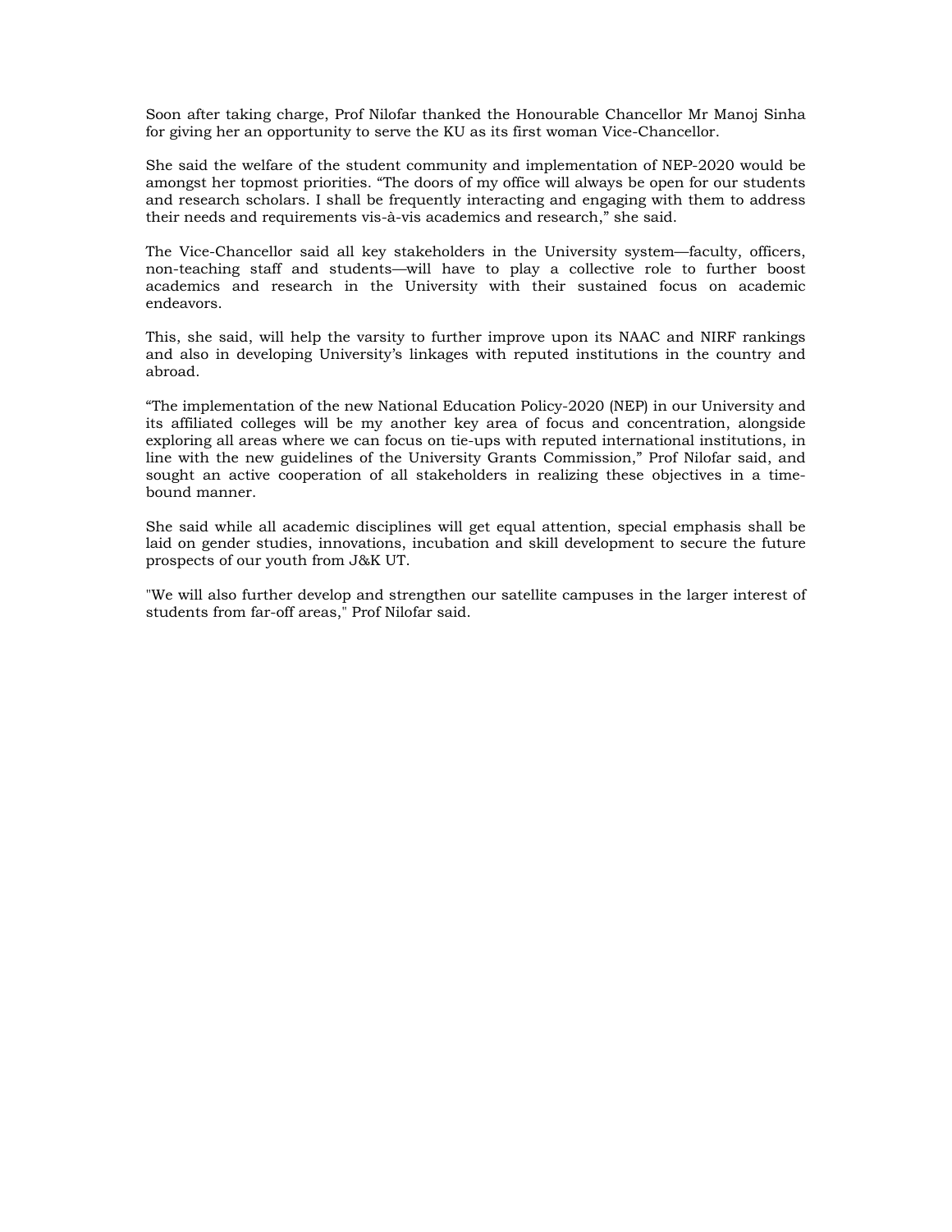Soon after taking charge, Prof Nilofar thanked the Honourable Chancellor Mr Manoj Sinha for giving her an opportunity to serve the KU as its first woman Vice-Chancellor.

She said the welfare of the student community and implementation of NEP-2020 would be amongst her topmost priorities. “The doors of my office will always be open for our students and research scholars. I shall be frequently interacting and engaging with them to address their needs and requirements vis-à-vis academics and research,” she said.

The Vice-Chancellor said all key stakeholders in the University system—faculty, officers, non-teaching staff and students—will have to play a collective role to further boost academics and research in the University with their sustained focus on academic endeavors.

This, she said, will help the varsity to further improve upon its NAAC and NIRF rankings and also in developing University’s linkages with reputed institutions in the country and abroad.

“The implementation of the new National Education Policy-2020 (NEP) in our University and its affiliated colleges will be my another key area of focus and concentration, alongside exploring all areas where we can focus on tie-ups with reputed international institutions, in line with the new guidelines of the University Grants Commission,” Prof Nilofar said, and sought an active cooperation of all stakeholders in realizing these objectives in a time-bound manner.

She said while all academic disciplines will get equal attention, special emphasis shall be laid on gender studies, innovations, incubation and skill development to secure the future prospects of our youth from J&K UT.

"We will also further develop and strengthen our satellite campuses in the larger interest of students from far-off areas," Prof Nilofar said.